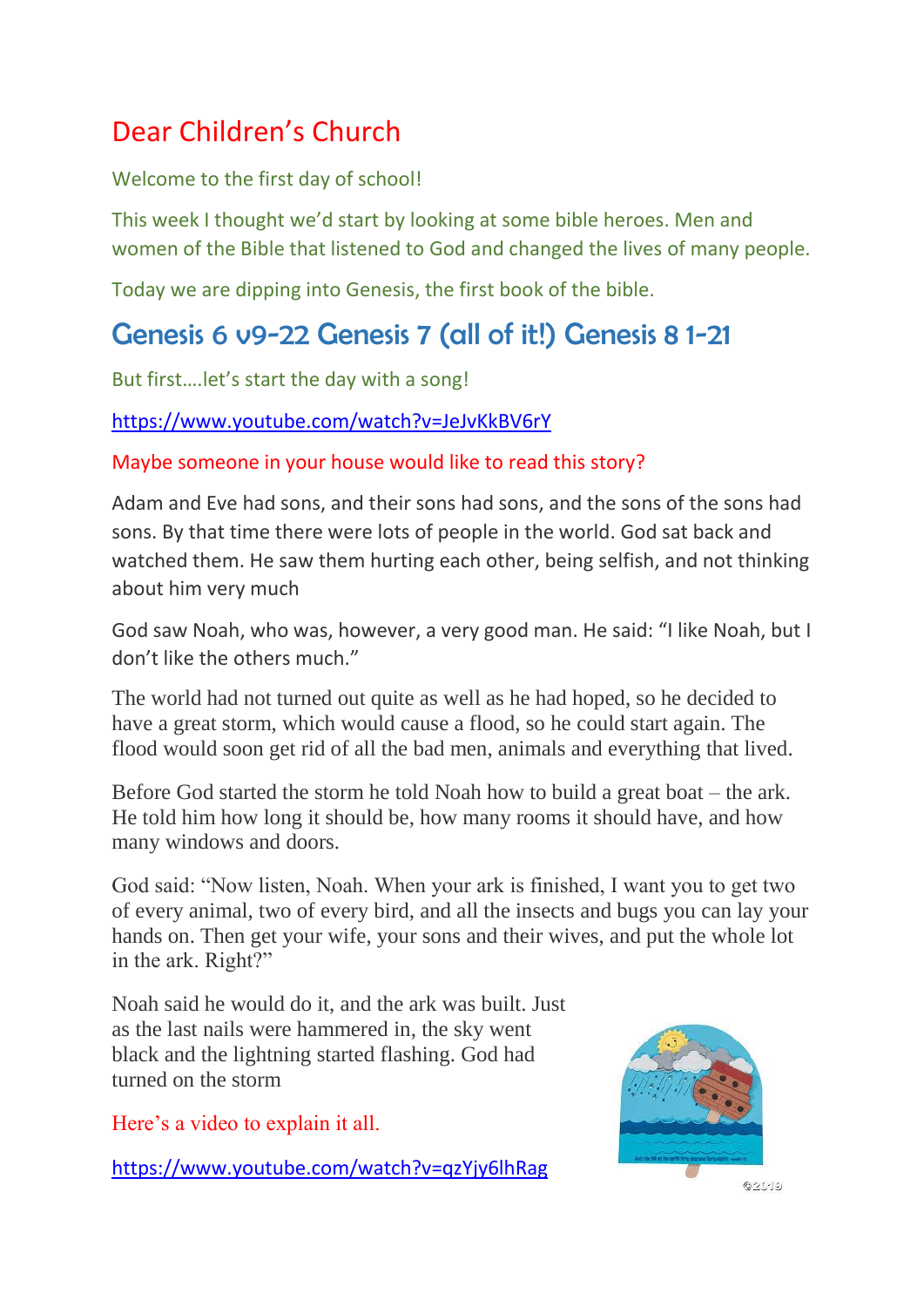# Dear Children's Church

Welcome to the first day of school!

This week I thought we'd start by looking at some bible heroes. Men and women of the Bible that listened to God and changed the lives of many people.

Today we are dipping into Genesis, the first book of the bible.

## Genesis 6 v9-22 Genesis 7 (all of it!) Genesis 8 1-21

But first….let's start the day with a song!

https://www.youtube.com/watch?v=JeJvKkBV6rY

Maybe someone in your house would like to read this story?

Adam and Eve had sons, and their sons had sons, and the sons of the sons had sons. By that time there were lots of people in the world. God sat back and watched them. He saw them hurting each other, being selfish, and not thinking about him very much

God saw Noah, who was, however, a very good man. He said: "I like Noah, but I don't like the others much."

The world had not turned out quite as well as he had hoped, so he decided to have a great storm, which would cause a flood, so he could start again. The flood would soon get rid of all the bad men, animals and everything that lived.

Before God started the storm he told Noah how to build a great boat – the ark. He told him how long it should be, how many rooms it should have, and how many windows and doors.

God said: "Now listen, Noah. When your ark is finished, I want you to get two of every animal, two of every bird, and all the insects and bugs you can lay your hands on. Then get your wife, your sons and their wives, and put the whole lot in the ark. Right?"

Noah said he would do it, and the ark was built. Just as the last nails were hammered in, the sky went black and the lightning started flashing. God had turned on the storm

Here's a video to explain it all.

https://www.youtube.com/watch?v=qzYjy6lhRag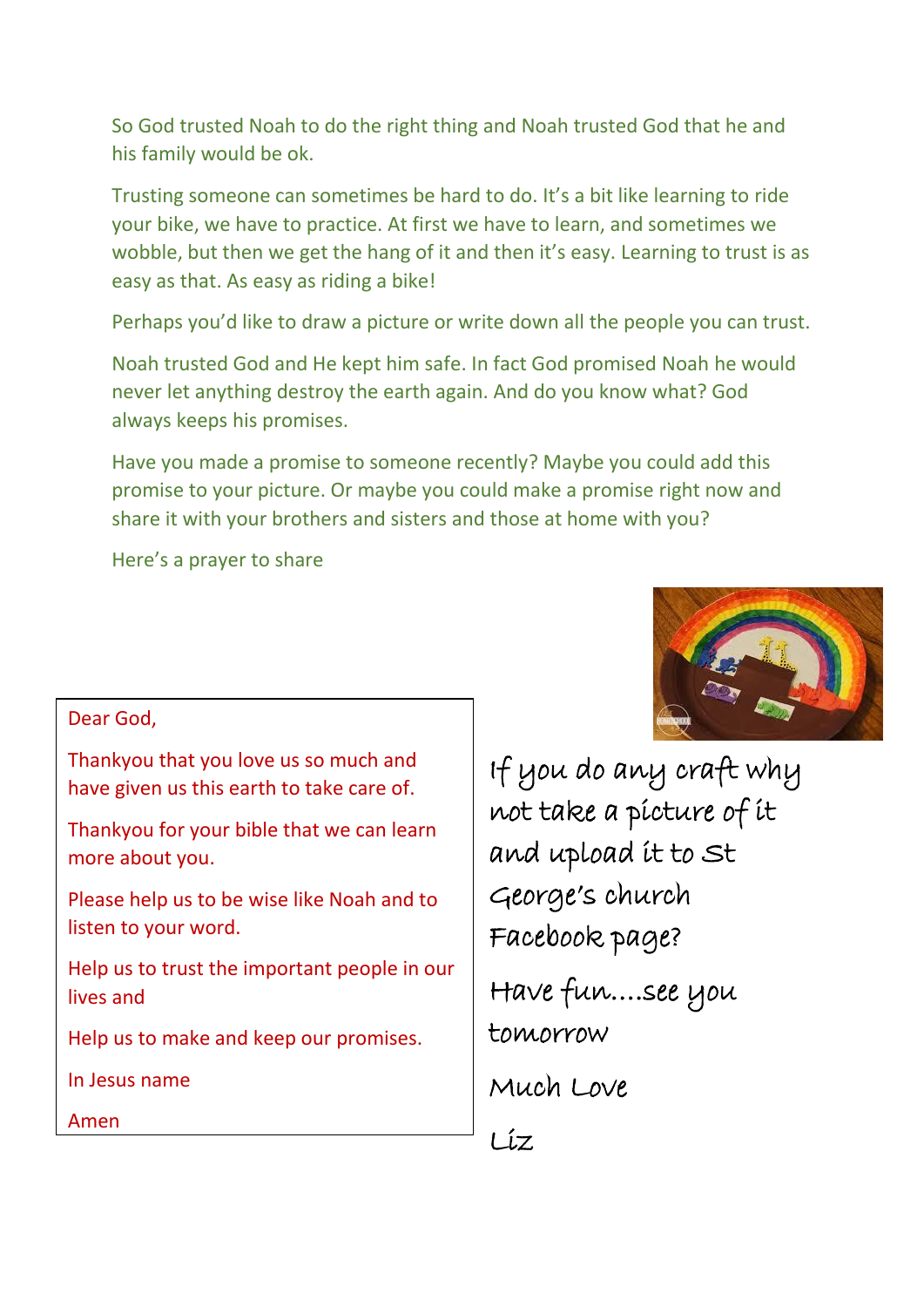So God trusted Noah to do the right thing and Noah trusted God that he and his family would be ok.

Trusting someone can sometimes be hard to do. It's a bit like learning to ride your bike, we have to practice. At first we have to learn, and sometimes we wobble, but then we get the hang of it and then it's easy. Learning to trust is as easy as that. As easy as riding a bike!

Perhaps you'd like to draw a picture or write down all the people you can trust.

Noah trusted God and He kept him safe. In fact God promised Noah he would never let anything destroy the earth again. And do you know what? God always keeps his promises.

Have you made a promise to someone recently? Maybe you could add this promise to your picture. Or maybe you could make a promise right now and share it with your brothers and sisters and those at home with you?

Here's a prayer to share

Dear God,

Thankyou that you love us so much and have given us this earth to take care of.

Thankyou for your bible that we can learn more about you.

Please help us to be wise like Noah and to listen to your word.

Help us to trust the important people in our lives and

Help us to make and keep our promises.

In Jesus name

Amen

If you do any craft why not take a picture of it and upload it to St George's church Facebook page?

Have fun....see you tomorrow

Much Love

Liz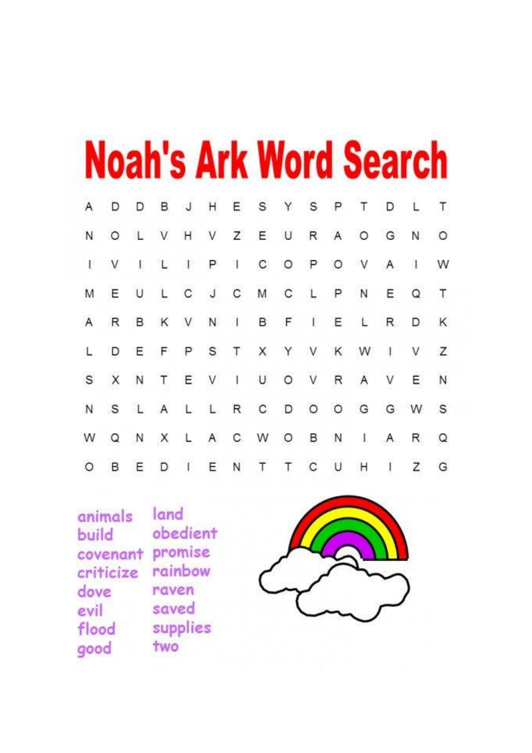# Noah's Ark Word Search

```
A D D B J H E S Y S P T D L T
N O L V H V Z E U R A O G N O
I V I L I P I C O P O V A I W
M E U L C J C M C L P N E Q T
A R B K V N I B F I E L R D K
L D E F P S T X Y V K W I V Z
S X N T E V I U O V R A V E N
N S L A L L R C D O O G G W S
W Q N X L A C W O B N I A R Q
O B E D I E N T T C U H I Z G
```

- animals
- build
- covenant
- criticize
- dove
- evil
- flood
- good
- land
- obedient
- promise
- rainbow
- raven
- saved
- supplies
- two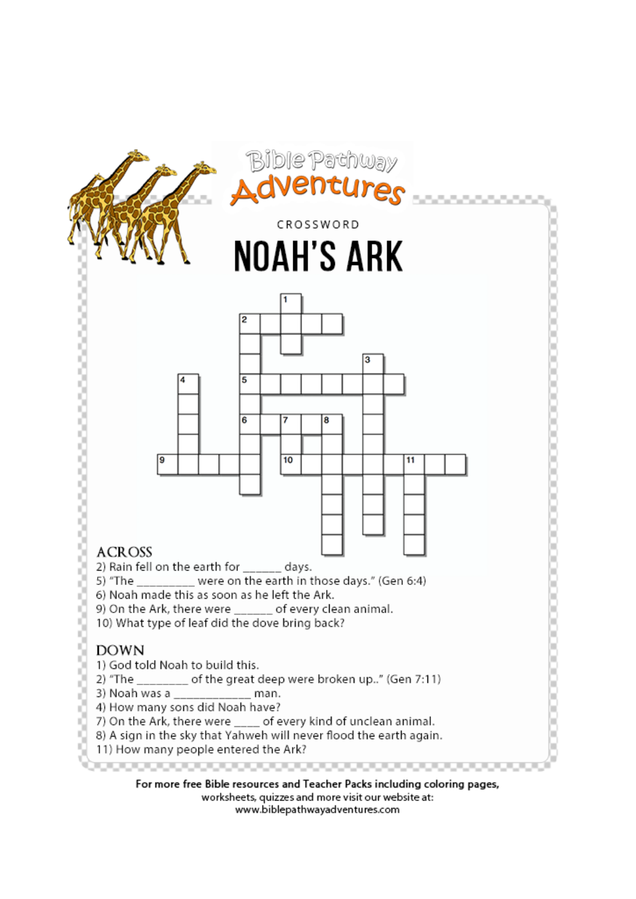Bible Pathway Adventures

CROSSWORD

# NOAH'S ARK

## ACROSS

2) Rain fell on the earth for ______ days.
5) "The _________ were on the earth in those days." (Gen 6:4)
6) Noah made this as soon as he left the Ark.
9) On the Ark, there were ______ of every clean animal.
10) What type of leaf did the dove bring back?

## DOWN

1) God told Noah to build this.
2) "The ________ of the great deep were broken up.." (Gen 7:11)
3) Noah was a ____________ man.
4) How many sons did Noah have?
7) On the Ark, there were ____ of every kind of unclean animal.
8) A sign in the sky that Yahweh will never flood the earth again.
11) How many people entered the Ark?

For more free Bible resources and Teacher Packs including coloring pages, worksheets, quizzes and more visit our website at:
www.biblepathwayadventures.com